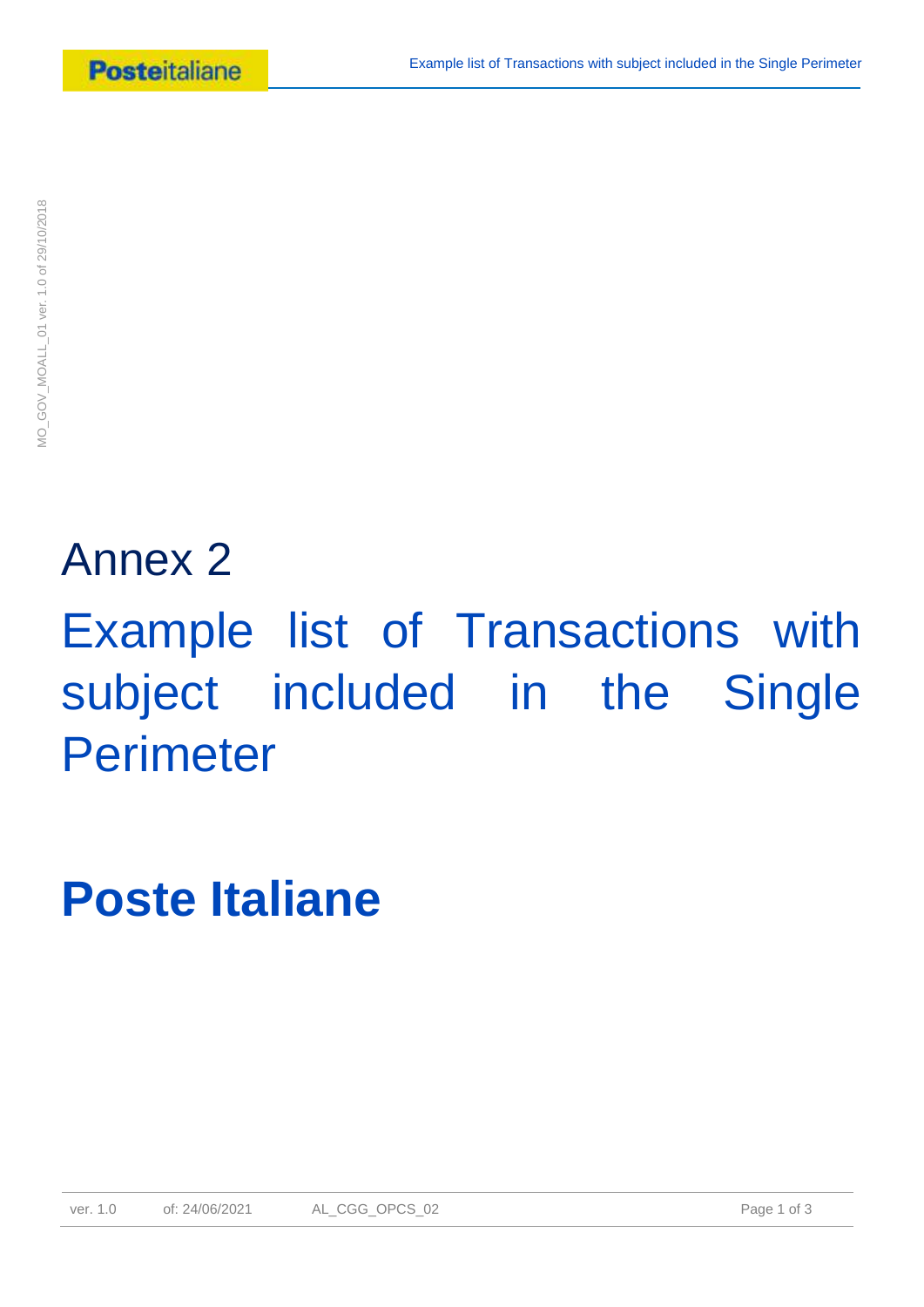# Annex 2

# Example list of Transactions with subject included in the Single Perimeter

# Poste Italiane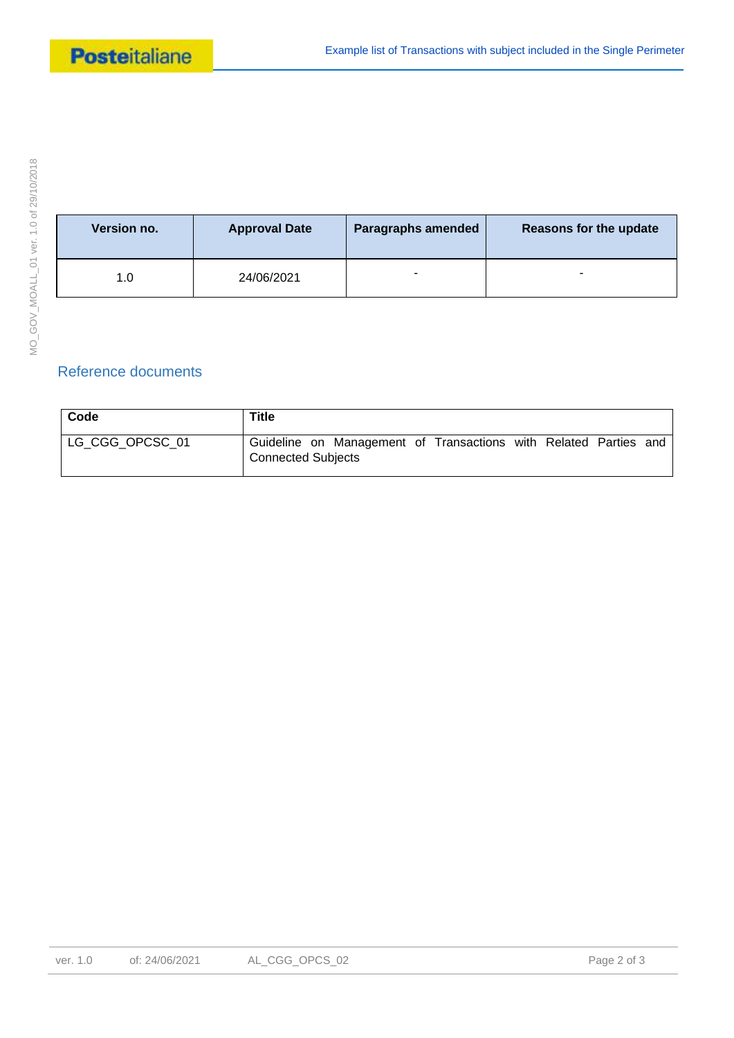| Version no. | Approval Date | Paragraphs amended | Reasons for the update |
|---|---|---|---|
| 1.0 | 24/06/2021 | - | - |

## Reference documents

| Code | Title |
|---|---|
| LG_CGG_OPCSC_01 | Guideline on Management of Transactions with Related Parties and Connected Subjects |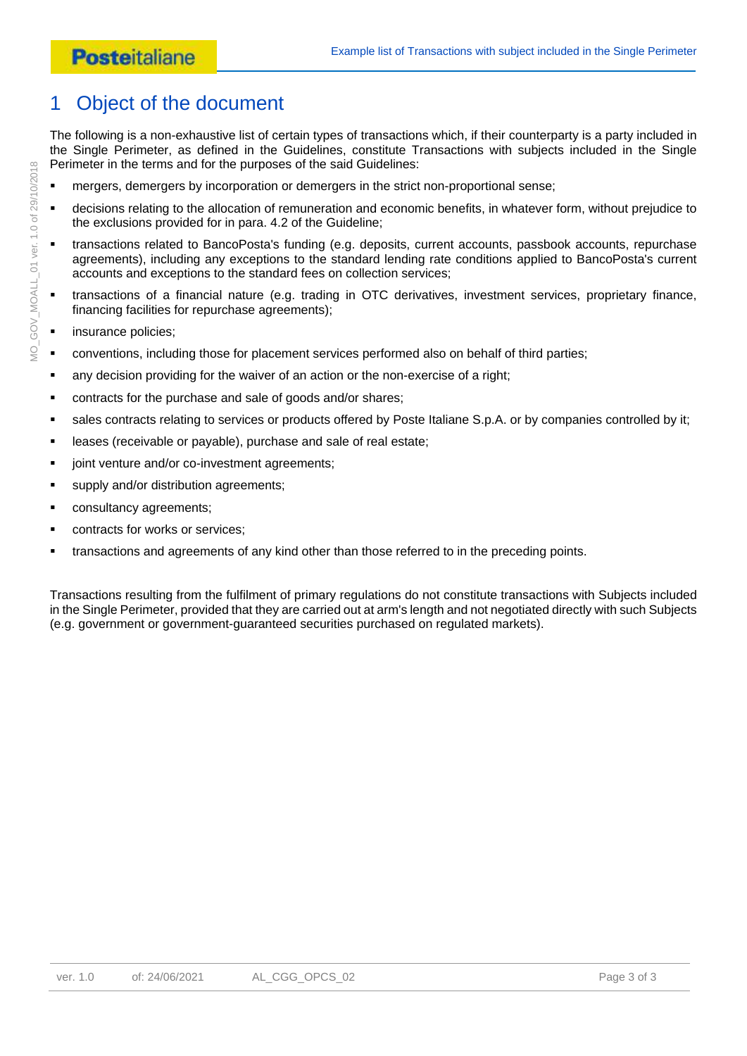# 1 Object of the document

The following is a non-exhaustive list of certain types of transactions which, if their counterparty is a party included in the Single Perimeter, as defined in the Guidelines, constitute Transactions with subjects included in the Single Perimeter in the terms and for the purposes of the said Guidelines:

- mergers, demergers by incorporation or demergers in the strict non-proportional sense;
- decisions relating to the allocation of remuneration and economic benefits, in whatever form, without prejudice to the exclusions provided for in para. 4.2 of the Guideline;
- transactions related to BancoPosta's funding (e.g. deposits, current accounts, passbook accounts, repurchase agreements), including any exceptions to the standard lending rate conditions applied to BancoPosta's current accounts and exceptions to the standard fees on collection services;
- transactions of a financial nature (e.g. trading in OTC derivatives, investment services, proprietary finance, financing facilities for repurchase agreements);
- insurance policies;
- conventions, including those for placement services performed also on behalf of third parties;
- any decision providing for the waiver of an action or the non-exercise of a right;
- contracts for the purchase and sale of goods and/or shares;
- sales contracts relating to services or products offered by Poste Italiane S.p.A. or by companies controlled by it;
- leases (receivable or payable), purchase and sale of real estate;
- joint venture and/or co-investment agreements;
- supply and/or distribution agreements;
- consultancy agreements;
- contracts for works or services;
- transactions and agreements of any kind other than those referred to in the preceding points.

Transactions resulting from the fulfilment of primary regulations do not constitute transactions with Subjects included in the Single Perimeter, provided that they are carried out at arm's length and not negotiated directly with such Subjects (e.g. government or government-guaranteed securities purchased on regulated markets).